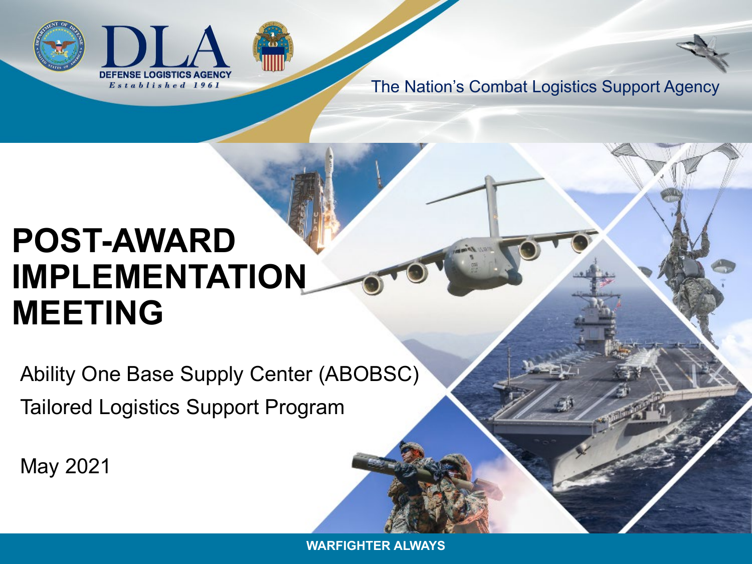DLA

DEFENSE LOGISTICS AGENCY

*Established 1961*

The Nation's Combat Logistics Support Agency

# POST-AWARD IMPLEMENTATION MEETING

Ability One Base Supply Center (ABOBSC)

Tailored Logistics Support Program

May 2021

WARFIGHTER ALWAYS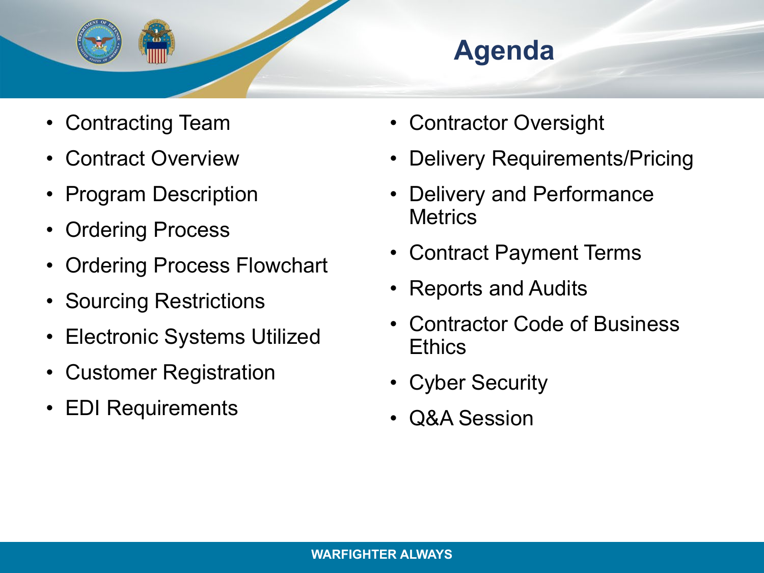# Agenda

- Contracting Team
- Contract Overview
- Program Description
- Ordering Process
- Ordering Process Flowchart
- Sourcing Restrictions
- Electronic Systems Utilized
- Customer Registration
- EDI Requirements
- Contractor Oversight
- Delivery Requirements/Pricing
- Delivery and Performance Metrics
- Contract Payment Terms
- Reports and Audits
- Contractor Code of Business Ethics
- Cyber Security
- Q&A Session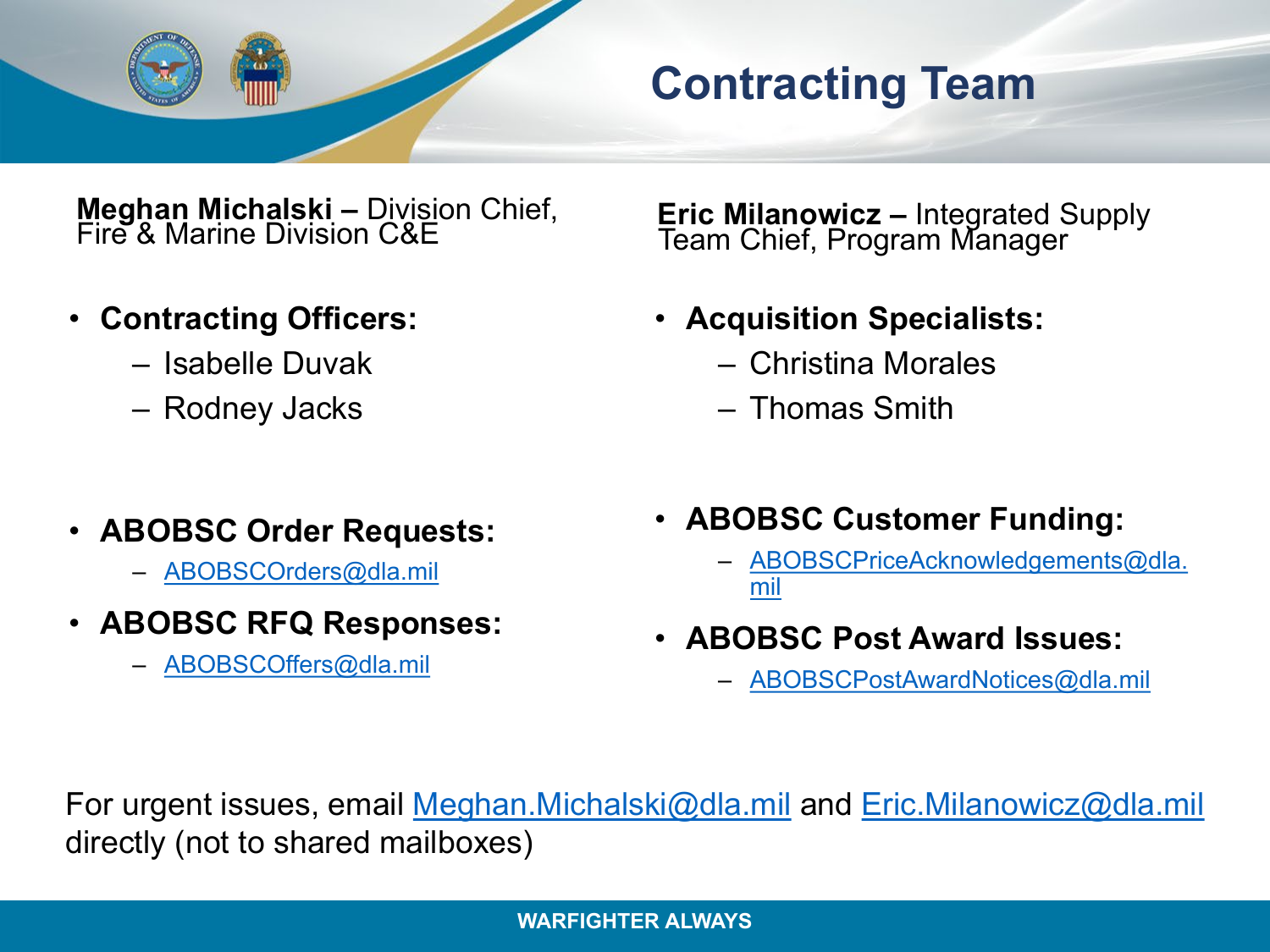# Contracting Team

**Meghan Michalski –** Division Chief, Fire & Marine Division C&E

- **Contracting Officers:**
  - Isabelle Duvak
  - Rodney Jacks

- **ABOBSC Order Requests:**
  - ABOBSCOrders@dla.mil
- **ABOBSC RFQ Responses:**
  - ABOBSCOffers@dla.mil

**Eric Milanowicz –** Integrated Supply Team Chief, Program Manager

- **Acquisition Specialists:**
  - Christina Morales
  - Thomas Smith

- **ABOBSC Customer Funding:**
  - ABOBSCPriceAcknowledgements@dla.mil
- **ABOBSC Post Award Issues:**
  - ABOBSCPostAwardNotices@dla.mil

For urgent issues, email Meghan.Michalski@dla.mil and Eric.Milanowicz@dla.mil directly (not to shared mailboxes)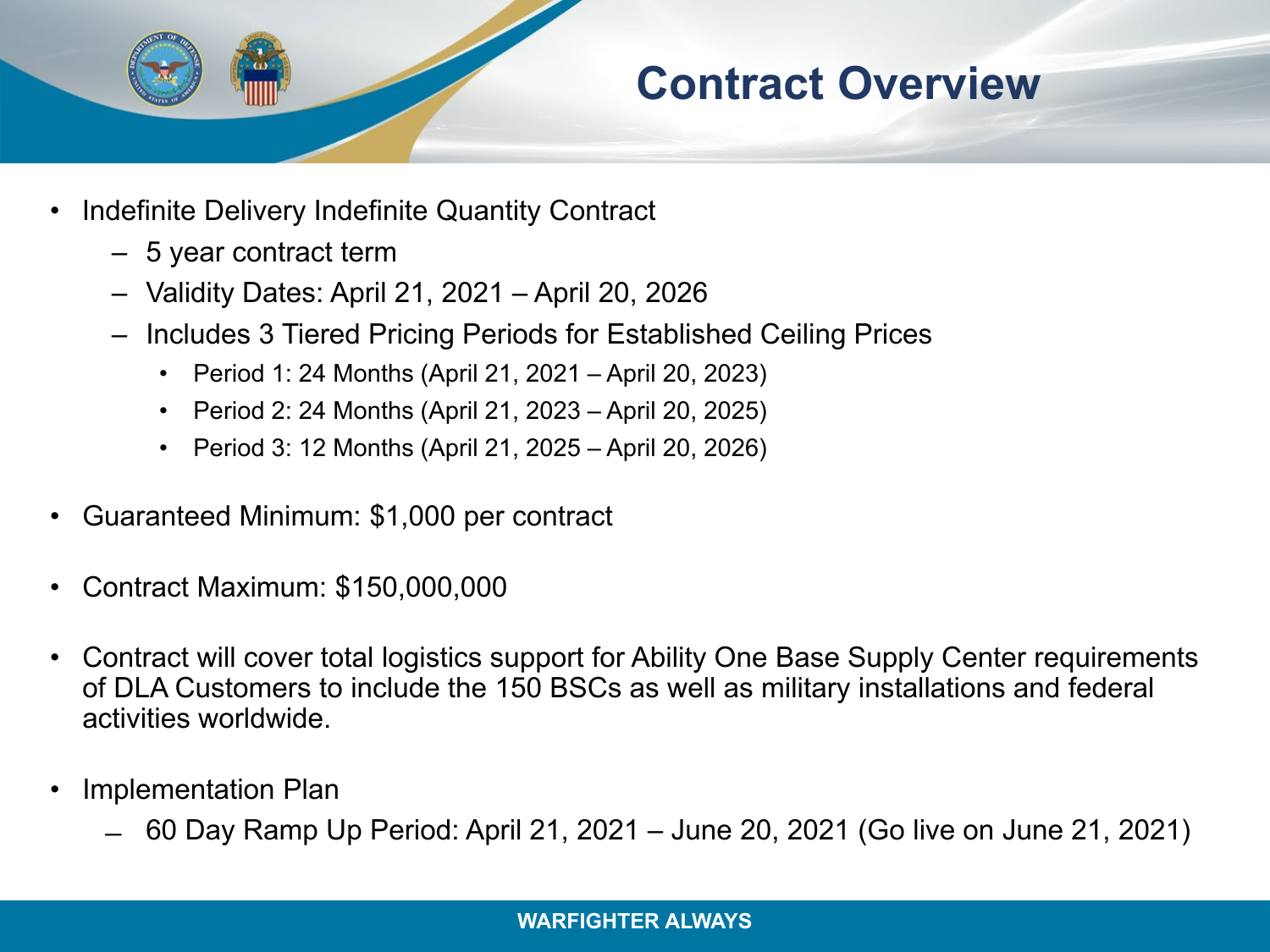# Contract Overview

- Indefinite Delivery Indefinite Quantity Contract
  - 5 year contract term
  - Validity Dates: April 21, 2021 – April 20, 2026
  - Includes 3 Tiered Pricing Periods for Established Ceiling Prices
    - Period 1: 24 Months (April 21, 2021 – April 20, 2023)
    - Period 2: 24 Months (April 21, 2023 – April 20, 2025)
    - Period 3: 12 Months (April 21, 2025 – April 20, 2026)
- Guaranteed Minimum: $1,000 per contract
- Contract Maximum: $150,000,000
- Contract will cover total logistics support for Ability One Base Supply Center requirements of DLA Customers to include the 150 BSCs as well as military installations and federal activities worldwide.
- Implementation Plan
  - 60 Day Ramp Up Period: April 21, 2021 – June 20, 2021 (Go live on June 21, 2021)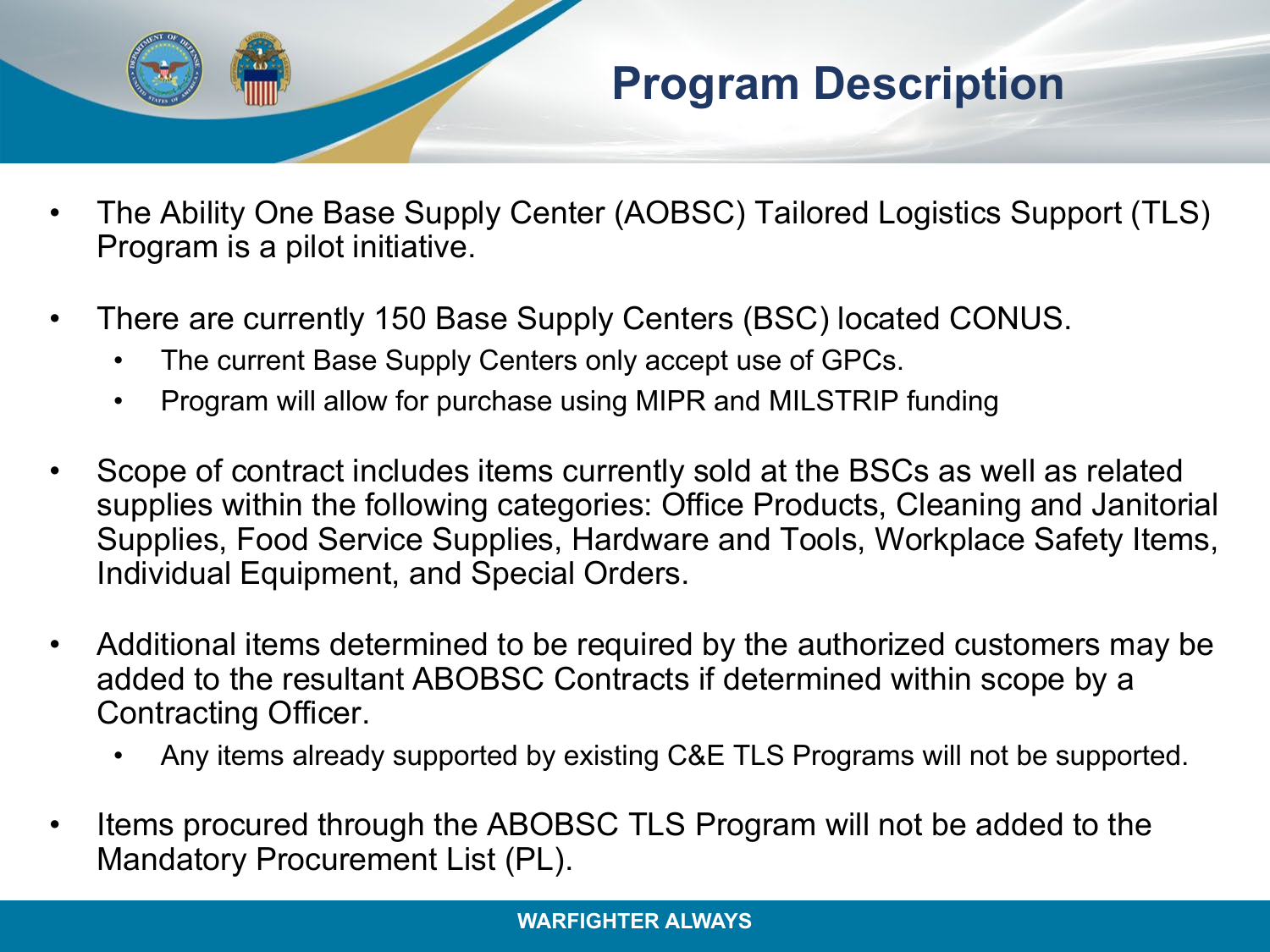# Program Description

- The Ability One Base Supply Center (AOBSC) Tailored Logistics Support (TLS) Program is a pilot initiative.
- There are currently 150 Base Supply Centers (BSC) located CONUS.
  - The current Base Supply Centers only accept use of GPCs.
  - Program will allow for purchase using MIPR and MILSTRIP funding
- Scope of contract includes items currently sold at the BSCs as well as related supplies within the following categories: Office Products, Cleaning and Janitorial Supplies, Food Service Supplies, Hardware and Tools, Workplace Safety Items, Individual Equipment, and Special Orders.
- Additional items determined to be required by the authorized customers may be added to the resultant ABOBSC Contracts if determined within scope by a Contracting Officer.
  - Any items already supported by existing C&E TLS Programs will not be supported.
- Items procured through the ABOBSC TLS Program will not be added to the Mandatory Procurement List (PL).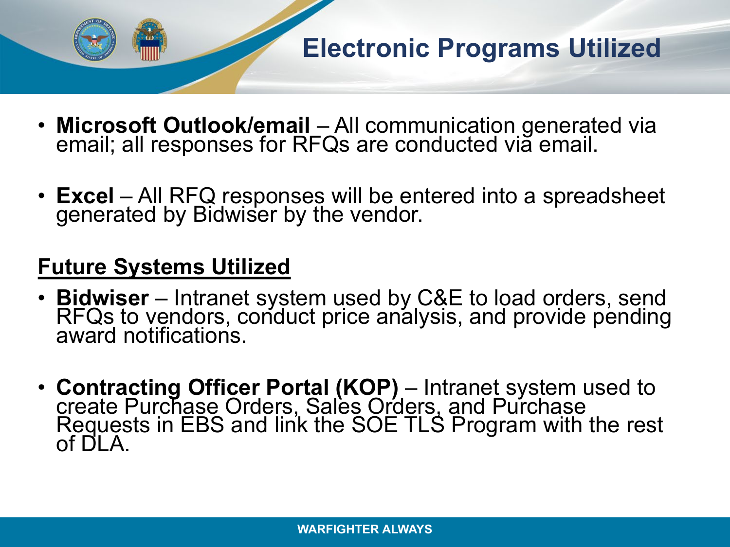# Electronic Programs Utilized

- **Microsoft Outlook/email** – All communication generated via email; all responses for RFQs are conducted via email.
- **Excel** – All RFQ responses will be entered into a spreadsheet generated by Bidwiser by the vendor.

## Future Systems Utilized

- **Bidwiser** – Intranet system used by C&E to load orders, send RFQs to vendors, conduct price analysis, and provide pending award notifications.
- **Contracting Officer Portal (KOP)** – Intranet system used to create Purchase Orders, Sales Orders, and Purchase Requests in EBS and link the SOE TLS Program with the rest of DLA.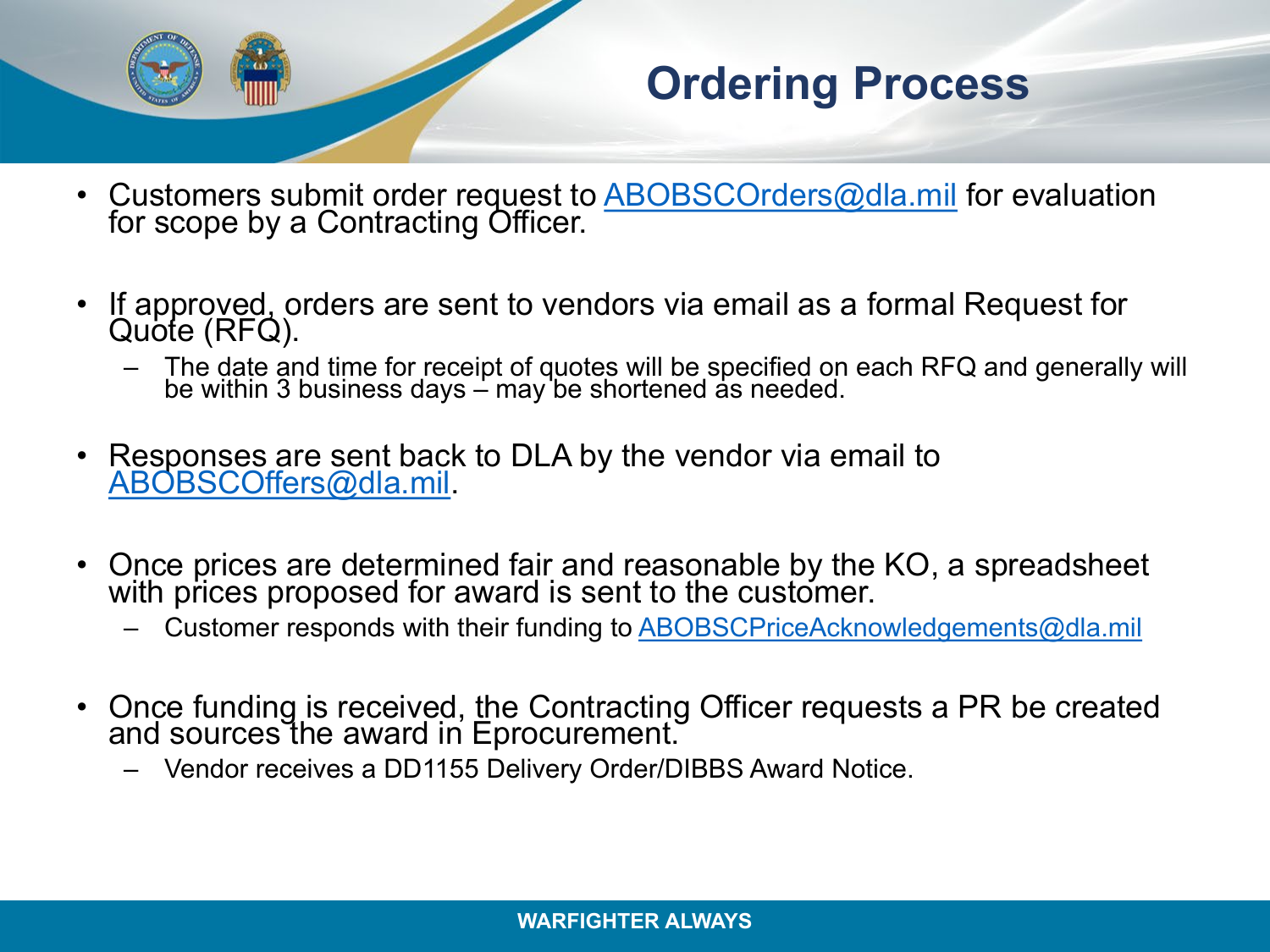# Ordering Process

- Customers submit order request to ABOBSCOrders@dla.mil for evaluation for scope by a Contracting Officer.

- If approved, orders are sent to vendors via email as a formal Request for Quote (RFQ).
  - The date and time for receipt of quotes will be specified on each RFQ and generally will be within 3 business days – may be shortened as needed.

- Responses are sent back to DLA by the vendor via email to ABOBSCOffers@dla.mil.

- Once prices are determined fair and reasonable by the KO, a spreadsheet with prices proposed for award is sent to the customer.
  - Customer responds with their funding to ABOBSCPriceAcknowledgements@dla.mil

- Once funding is received, the Contracting Officer requests a PR be created and sources the award in Eprocurement.
  - Vendor receives a DD1155 Delivery Order/DIBBS Award Notice.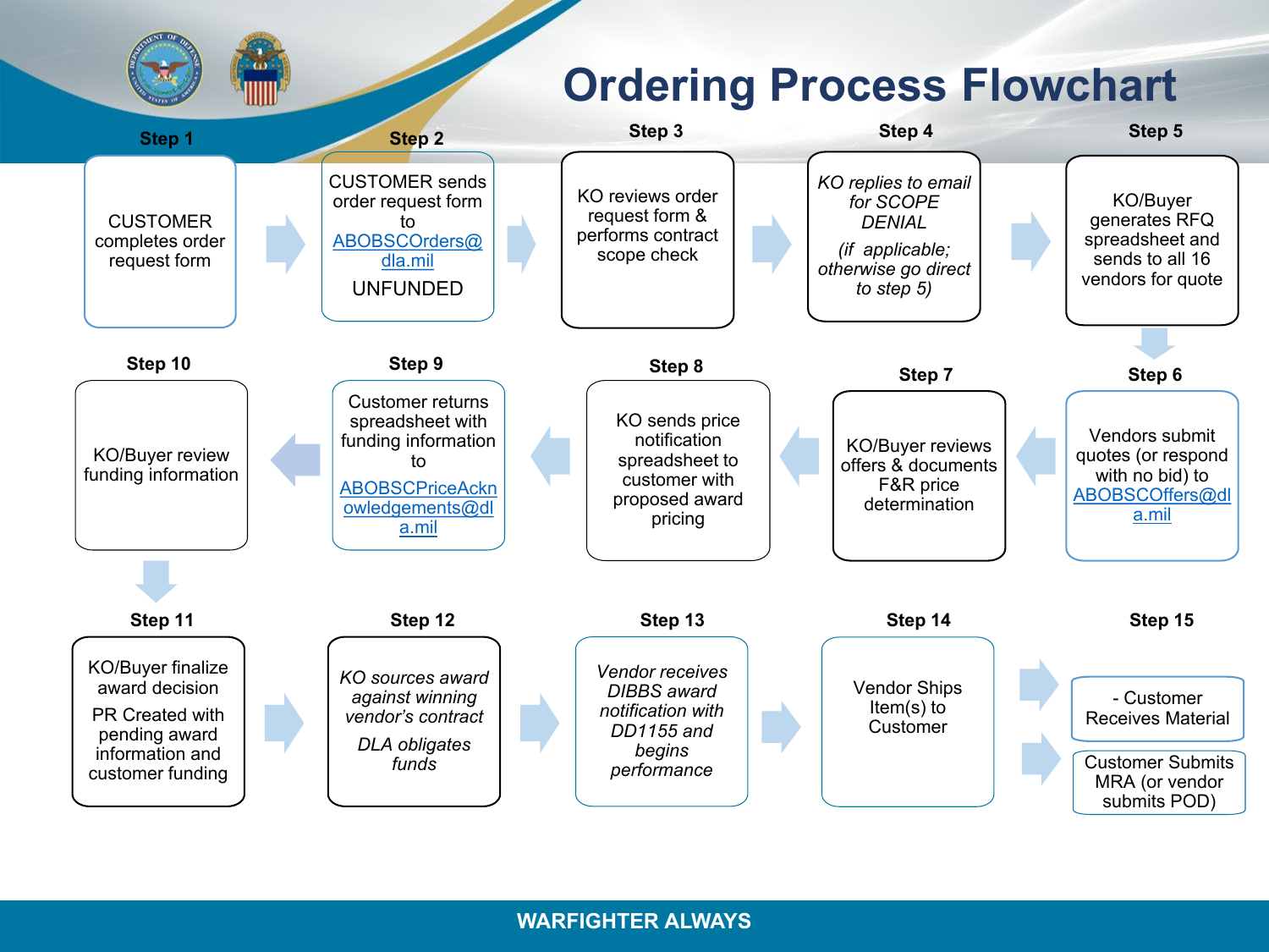# Ordering Process Flowchart

**Step 1**

CUSTOMER completes order request form

**Step 2**

CUSTOMER sends order request form to ABOBSCOrders@dla.mil

UNFUNDED

**Step 3**

KO reviews order request form & performs contract scope check

**Step 4**

*KO replies to email for SCOPE DENIAL*

*(if applicable; otherwise go direct to step 5)*

**Step 5**

KO/Buyer generates RFQ spreadsheet and sends to all 16 vendors for quote

**Step 6**

Vendors submit quotes (or respond with no bid) to ABOBSCOffers@dla.mil

**Step 7**

KO/Buyer reviews offers & documents F&R price determination

**Step 8**

KO sends price notification spreadsheet to customer with proposed award pricing

**Step 9**

Customer returns spreadsheet with funding information to ABOBSCPriceAcknowledgements@dla.mil

**Step 10**

KO/Buyer review funding information

**Step 11**

KO/Buyer finalize award decision

PR Created with pending award information and customer funding

**Step 12**

*KO sources award against winning vendor's contract*

*DLA obligates funds*

**Step 13**

*Vendor receives DIBBS award notification with DD1155 and begins performance*

**Step 14**

Vendor Ships Item(s) to Customer

**Step 15**

- Customer Receives Material

Customer Submits MRA (or vendor submits POD)

WARFIGHTER ALWAYS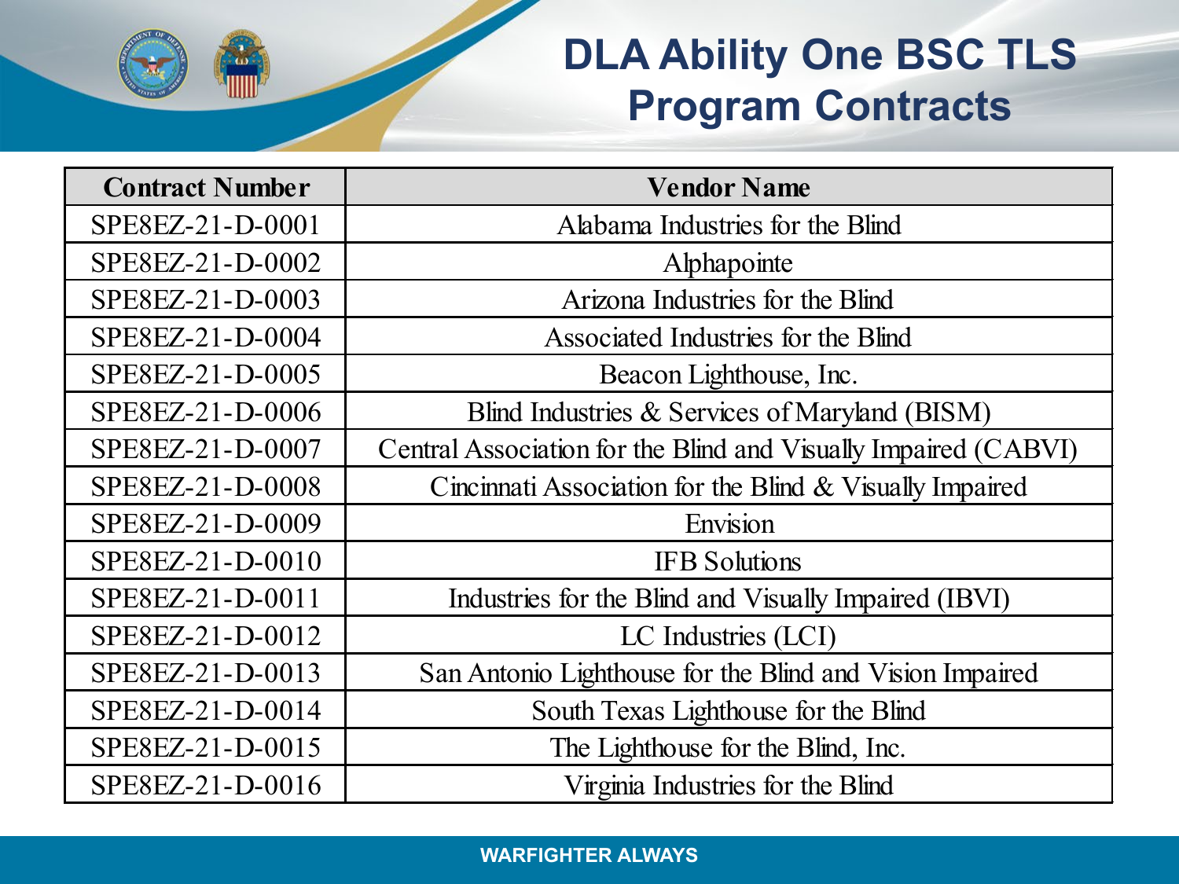# DLA Ability One BSC TLS Program Contracts

| Contract Number | Vendor Name |
|---|---|
| SPE8EZ-21-D-0001 | Alabama Industries for the Blind |
| SPE8EZ-21-D-0002 | Alphapointe |
| SPE8EZ-21-D-0003 | Arizona Industries for the Blind |
| SPE8EZ-21-D-0004 | Associated Industries for the Blind |
| SPE8EZ-21-D-0005 | Beacon Lighthouse, Inc. |
| SPE8EZ-21-D-0006 | Blind Industries & Services of Maryland (BISM) |
| SPE8EZ-21-D-0007 | Central Association for the Blind and Visually Impaired (CABVI) |
| SPE8EZ-21-D-0008 | Cincinnati Association for the Blind & Visually Impaired |
| SPE8EZ-21-D-0009 | Envision |
| SPE8EZ-21-D-0010 | IFB Solutions |
| SPE8EZ-21-D-0011 | Industries for the Blind and Visually Impaired (IBVI) |
| SPE8EZ-21-D-0012 | LC Industries (LCI) |
| SPE8EZ-21-D-0013 | San Antonio Lighthouse for the Blind and Vision Impaired |
| SPE8EZ-21-D-0014 | South Texas Lighthouse for the Blind |
| SPE8EZ-21-D-0015 | The Lighthouse for the Blind, Inc. |
| SPE8EZ-21-D-0016 | Virginia Industries for the Blind |

WARFIGHTER ALWAYS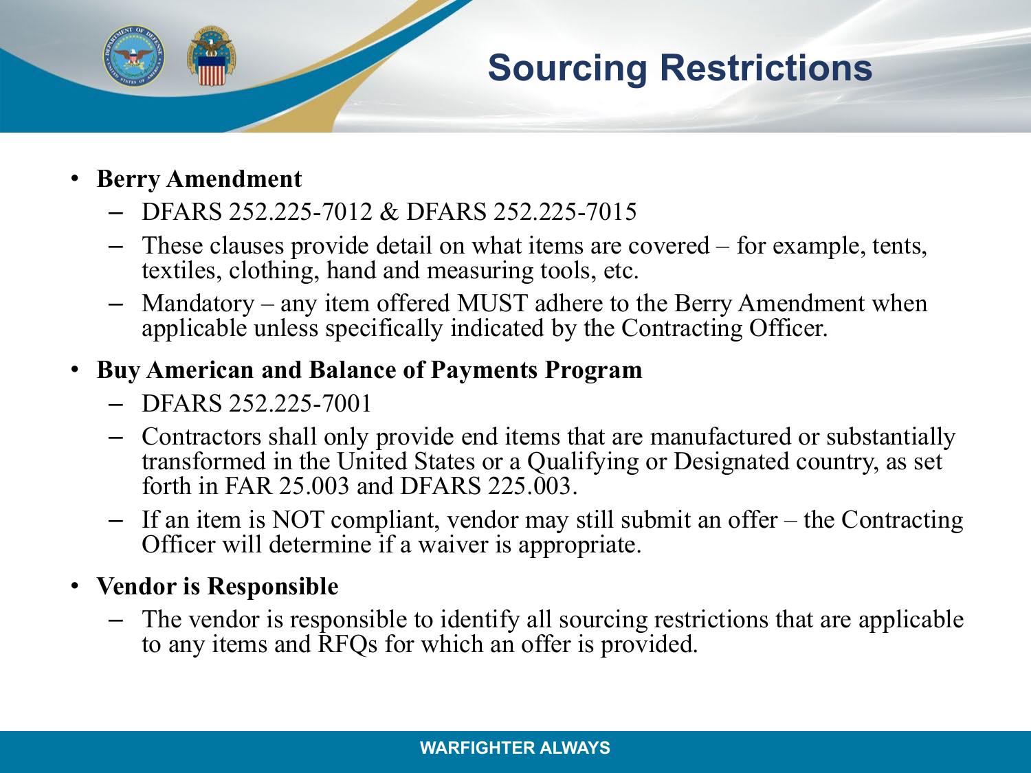# Sourcing Restrictions

- **Berry Amendment**
  - DFARS 252.225-7012 & DFARS 252.225-7015
  - These clauses provide detail on what items are covered – for example, tents, textiles, clothing, hand and measuring tools, etc.
  - Mandatory – any item offered MUST adhere to the Berry Amendment when applicable unless specifically indicated by the Contracting Officer.
- **Buy American and Balance of Payments Program**
  - DFARS 252.225-7001
  - Contractors shall only provide end items that are manufactured or substantially transformed in the United States or a Qualifying or Designated country, as set forth in FAR 25.003 and DFARS 225.003.
  - If an item is NOT compliant, vendor may still submit an offer – the Contracting Officer will determine if a waiver is appropriate.
- **Vendor is Responsible**
  - The vendor is responsible to identify all sourcing restrictions that are applicable to any items and RFQs for which an offer is provided.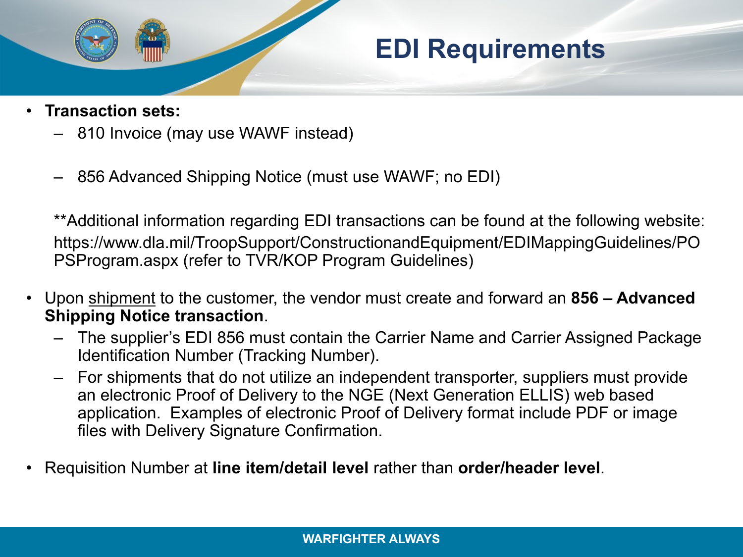# EDI Requirements

- **Transaction sets:**
  - 810 Invoice (may use WAWF instead)
  - 856 Advanced Shipping Notice (must use WAWF; no EDI)

  **Additional information regarding EDI transactions can be found at the following website: https://www.dla.mil/TroopSupport/ConstructionandEquipment/EDIMappingGuidelines/POPSProgram.aspx (refer to TVR/KOP Program Guidelines)

- Upon shipment to the customer, the vendor must create and forward an **856 – Advanced Shipping Notice transaction**.
  - The supplier's EDI 856 must contain the Carrier Name and Carrier Assigned Package Identification Number (Tracking Number).
  - For shipments that do not utilize an independent transporter, suppliers must provide an electronic Proof of Delivery to the NGE (Next Generation ELLIS) web based application. Examples of electronic Proof of Delivery format include PDF or image files with Delivery Signature Confirmation.

- Requisition Number at **line item/detail level** rather than **order/header level**.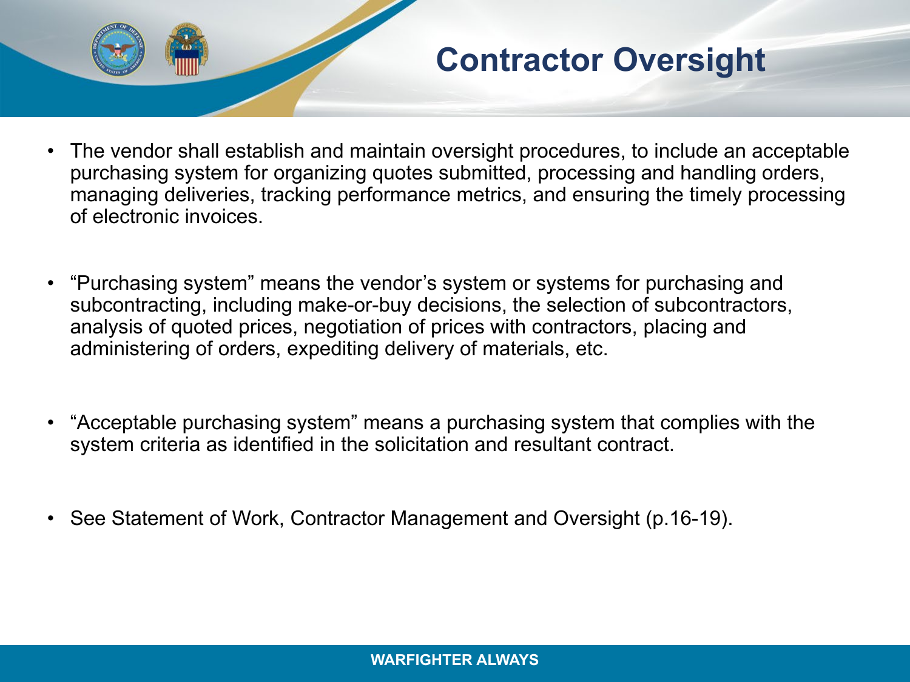# Contractor Oversight

- The vendor shall establish and maintain oversight procedures, to include an acceptable purchasing system for organizing quotes submitted, processing and handling orders, managing deliveries, tracking performance metrics, and ensuring the timely processing of electronic invoices.

- “Purchasing system” means the vendor’s system or systems for purchasing and subcontracting, including make-or-buy decisions, the selection of subcontractors, analysis of quoted prices, negotiation of prices with contractors, placing and administering of orders, expediting delivery of materials, etc.

- “Acceptable purchasing system” means a purchasing system that complies with the system criteria as identified in the solicitation and resultant contract.

- See Statement of Work, Contractor Management and Oversight (p.16-19).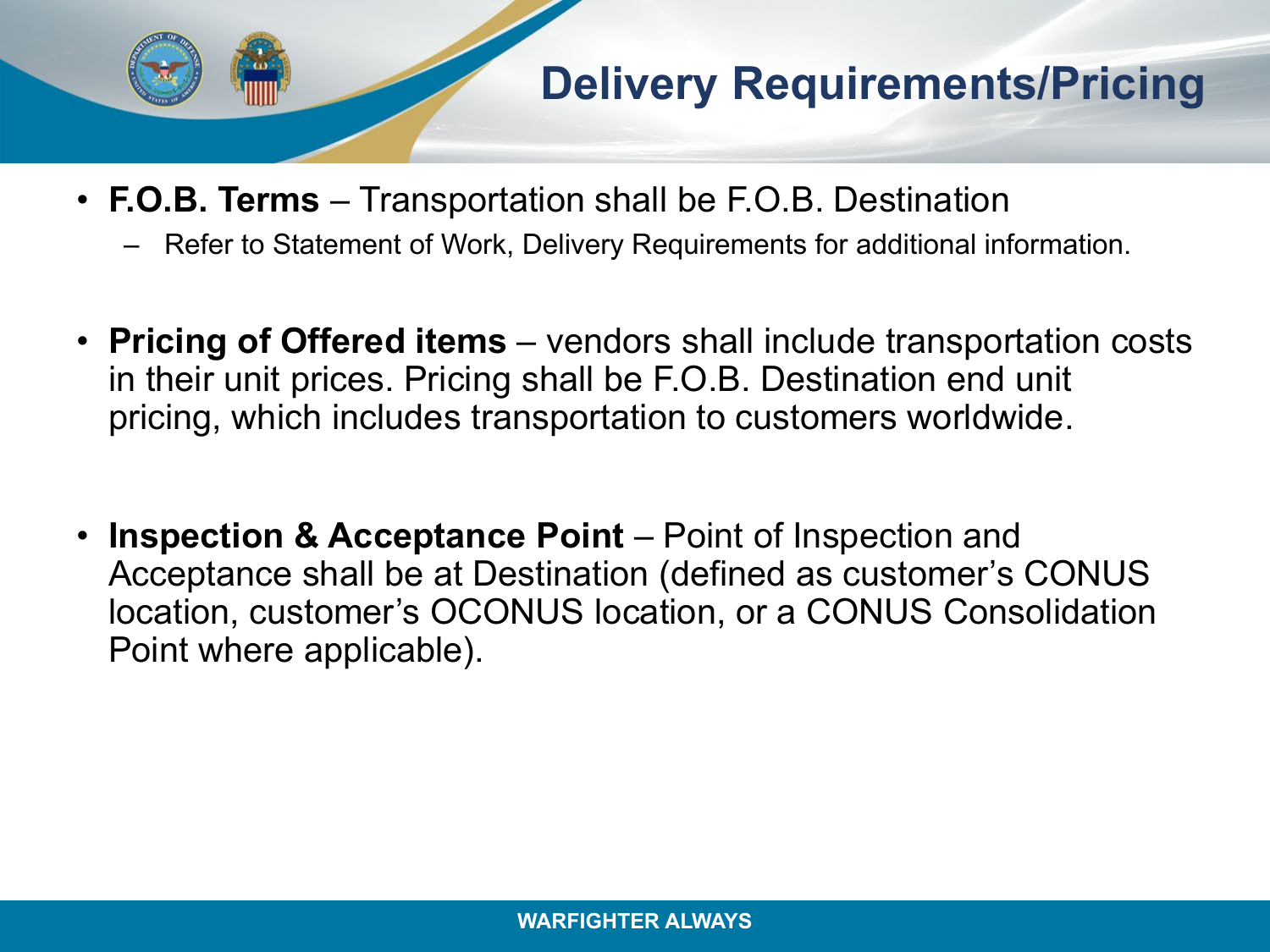# Delivery Requirements/Pricing

- **F.O.B. Terms** – Transportation shall be F.O.B. Destination
  - Refer to Statement of Work, Delivery Requirements for additional information.

- **Pricing of Offered items** – vendors shall include transportation costs in their unit prices. Pricing shall be F.O.B. Destination end unit pricing, which includes transportation to customers worldwide.

- **Inspection & Acceptance Point** – Point of Inspection and Acceptance shall be at Destination (defined as customer's CONUS location, customer's OCONUS location, or a CONUS Consolidation Point where applicable).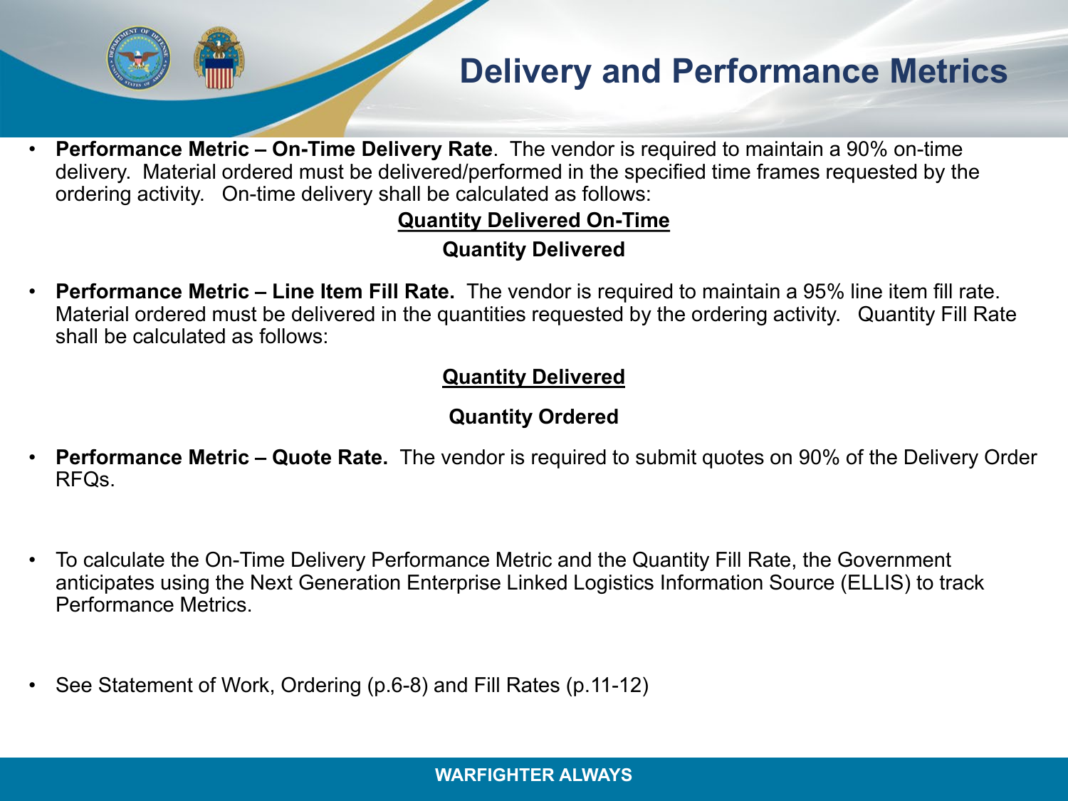# Delivery and Performance Metrics

- **Performance Metric – On-Time Delivery Rate**. The vendor is required to maintain a 90% on-time delivery. Material ordered must be delivered/performed in the specified time frames requested by the ordering activity. On-time delivery shall be calculated as follows:

$$\frac{\textbf{Quantity Delivered On-Time}}{\textbf{Quantity Delivered}}$$

- **Performance Metric – Line Item Fill Rate.** The vendor is required to maintain a 95% line item fill rate. Material ordered must be delivered in the quantities requested by the ordering activity. Quantity Fill Rate shall be calculated as follows:

$$\frac{\textbf{Quantity Delivered}}{\textbf{Quantity Ordered}}$$

- **Performance Metric – Quote Rate.** The vendor is required to submit quotes on 90% of the Delivery Order RFQs.

- To calculate the On-Time Delivery Performance Metric and the Quantity Fill Rate, the Government anticipates using the Next Generation Enterprise Linked Logistics Information Source (ELLIS) to track Performance Metrics.

- See Statement of Work, Ordering (p.6-8) and Fill Rates (p.11-12)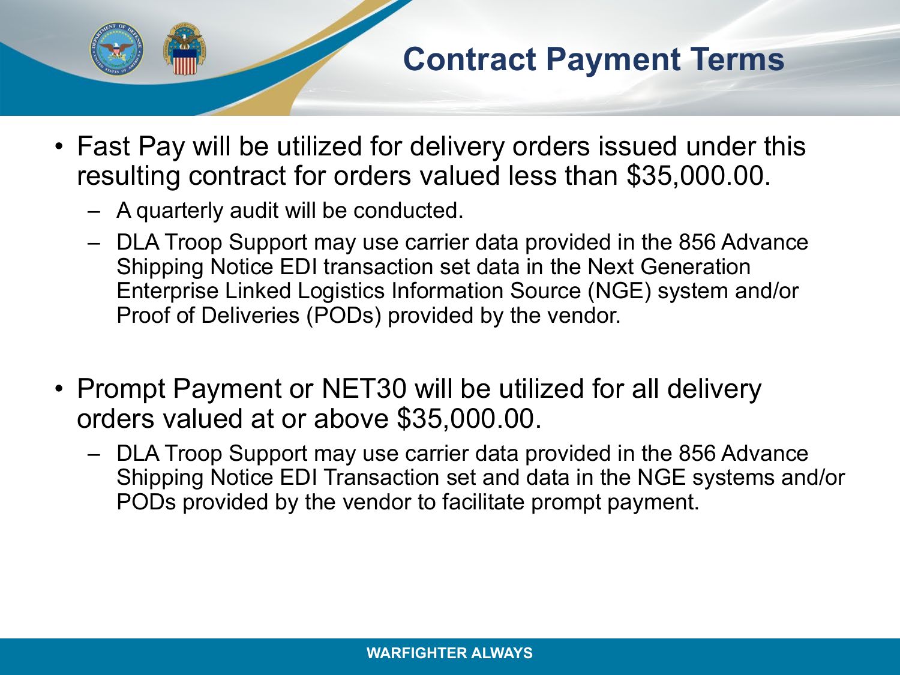# Contract Payment Terms

- Fast Pay will be utilized for delivery orders issued under this resulting contract for orders valued less than $35,000.00.
  - A quarterly audit will be conducted.
  - DLA Troop Support may use carrier data provided in the 856 Advance Shipping Notice EDI transaction set data in the Next Generation Enterprise Linked Logistics Information Source (NGE) system and/or Proof of Deliveries (PODs) provided by the vendor.

- Prompt Payment or NET30 will be utilized for all delivery orders valued at or above $35,000.00.
  - DLA Troop Support may use carrier data provided in the 856 Advance Shipping Notice EDI Transaction set and data in the NGE systems and/or PODs provided by the vendor to facilitate prompt payment.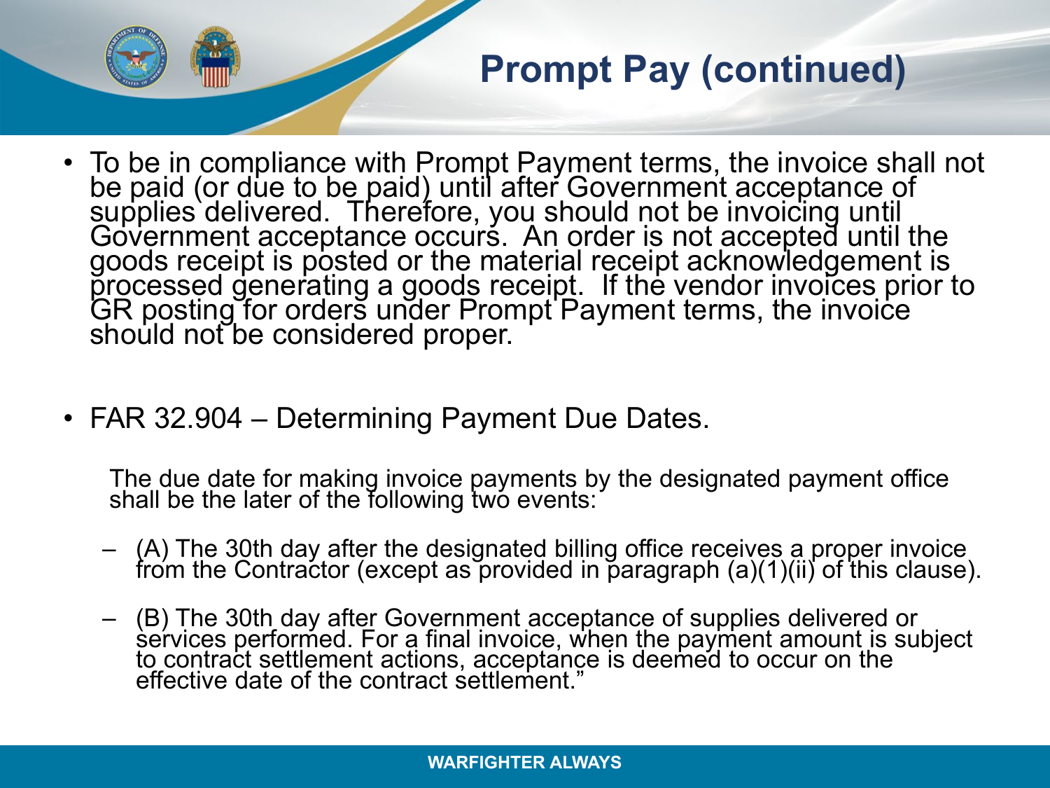# Prompt Pay (continued)

- To be in compliance with Prompt Payment terms, the invoice shall not be paid (or due to be paid) until after Government acceptance of supplies delivered. Therefore, you should not be invoicing until Government acceptance occurs. An order is not accepted until the goods receipt is posted or the material receipt acknowledgement is processed generating a goods receipt. If the vendor invoices prior to GR posting for orders under Prompt Payment terms, the invoice should not be considered proper.

- FAR 32.904 – Determining Payment Due Dates.

  The due date for making invoice payments by the designated payment office shall be the later of the following two events:

  – (A) The 30th day after the designated billing office receives a proper invoice from the Contractor (except as provided in paragraph (a)(1)(ii) of this clause).

  – (B) The 30th day after Government acceptance of supplies delivered or services performed. For a final invoice, when the payment amount is subject to contract settlement actions, acceptance is deemed to occur on the effective date of the contract settlement."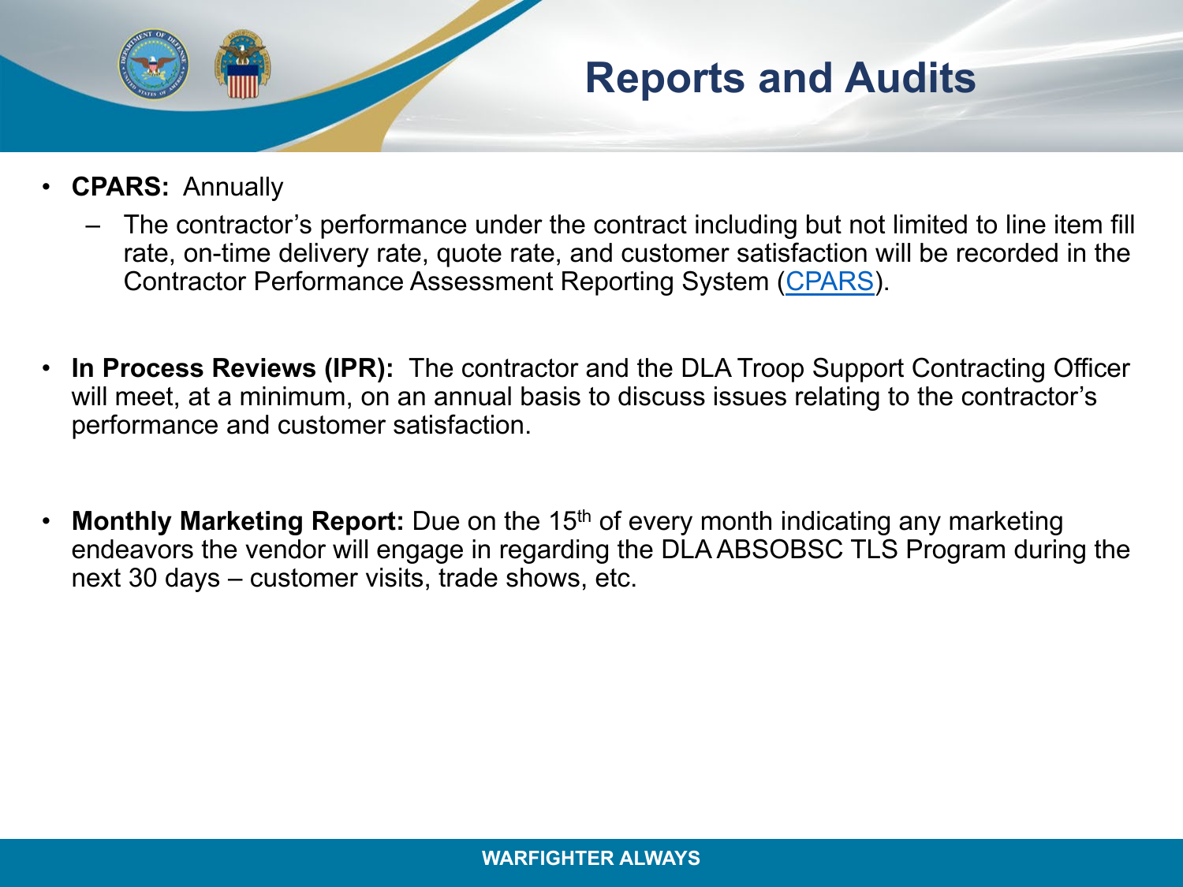# Reports and Audits

- **CPARS:** Annually
  - The contractor's performance under the contract including but not limited to line item fill rate, on-time delivery rate, quote rate, and customer satisfaction will be recorded in the Contractor Performance Assessment Reporting System (CPARS).

- **In Process Reviews (IPR):** The contractor and the DLA Troop Support Contracting Officer will meet, at a minimum, on an annual basis to discuss issues relating to the contractor's performance and customer satisfaction.

- **Monthly Marketing Report:** Due on the 15th of every month indicating any marketing endeavors the vendor will engage in regarding the DLA ABSOBSC TLS Program during the next 30 days – customer visits, trade shows, etc.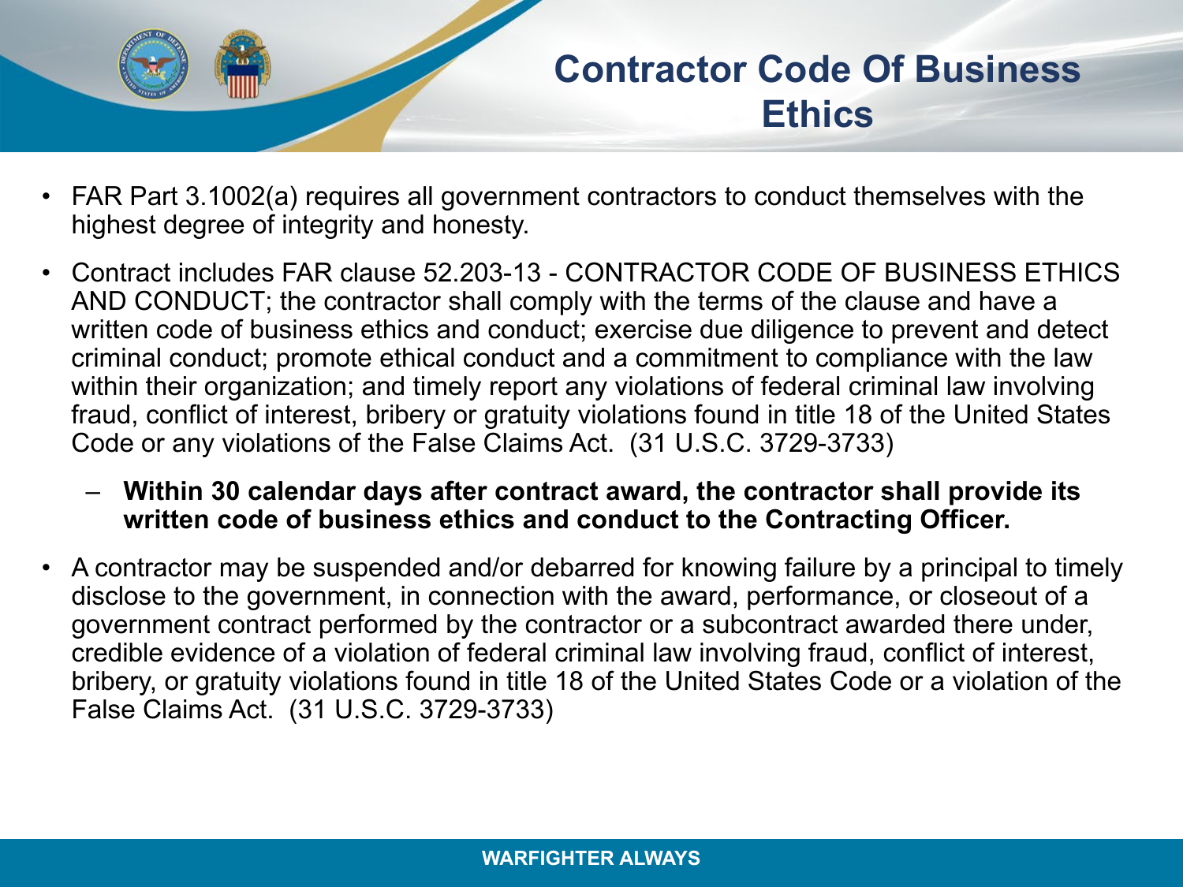# Contractor Code Of Business Ethics

- FAR Part 3.1002(a) requires all government contractors to conduct themselves with the highest degree of integrity and honesty.
- Contract includes FAR clause 52.203-13 - CONTRACTOR CODE OF BUSINESS ETHICS AND CONDUCT; the contractor shall comply with the terms of the clause and have a written code of business ethics and conduct; exercise due diligence to prevent and detect criminal conduct; promote ethical conduct and a commitment to compliance with the law within their organization; and timely report any violations of federal criminal law involving fraud, conflict of interest, bribery or gratuity violations found in title 18 of the United States Code or any violations of the False Claims Act. (31 U.S.C. 3729-3733)
  - **Within 30 calendar days after contract award, the contractor shall provide its written code of business ethics and conduct to the Contracting Officer.**
- A contractor may be suspended and/or debarred for knowing failure by a principal to timely disclose to the government, in connection with the award, performance, or closeout of a government contract performed by the contractor or a subcontract awarded there under, credible evidence of a violation of federal criminal law involving fraud, conflict of interest, bribery, or gratuity violations found in title 18 of the United States Code or a violation of the False Claims Act. (31 U.S.C. 3729-3733)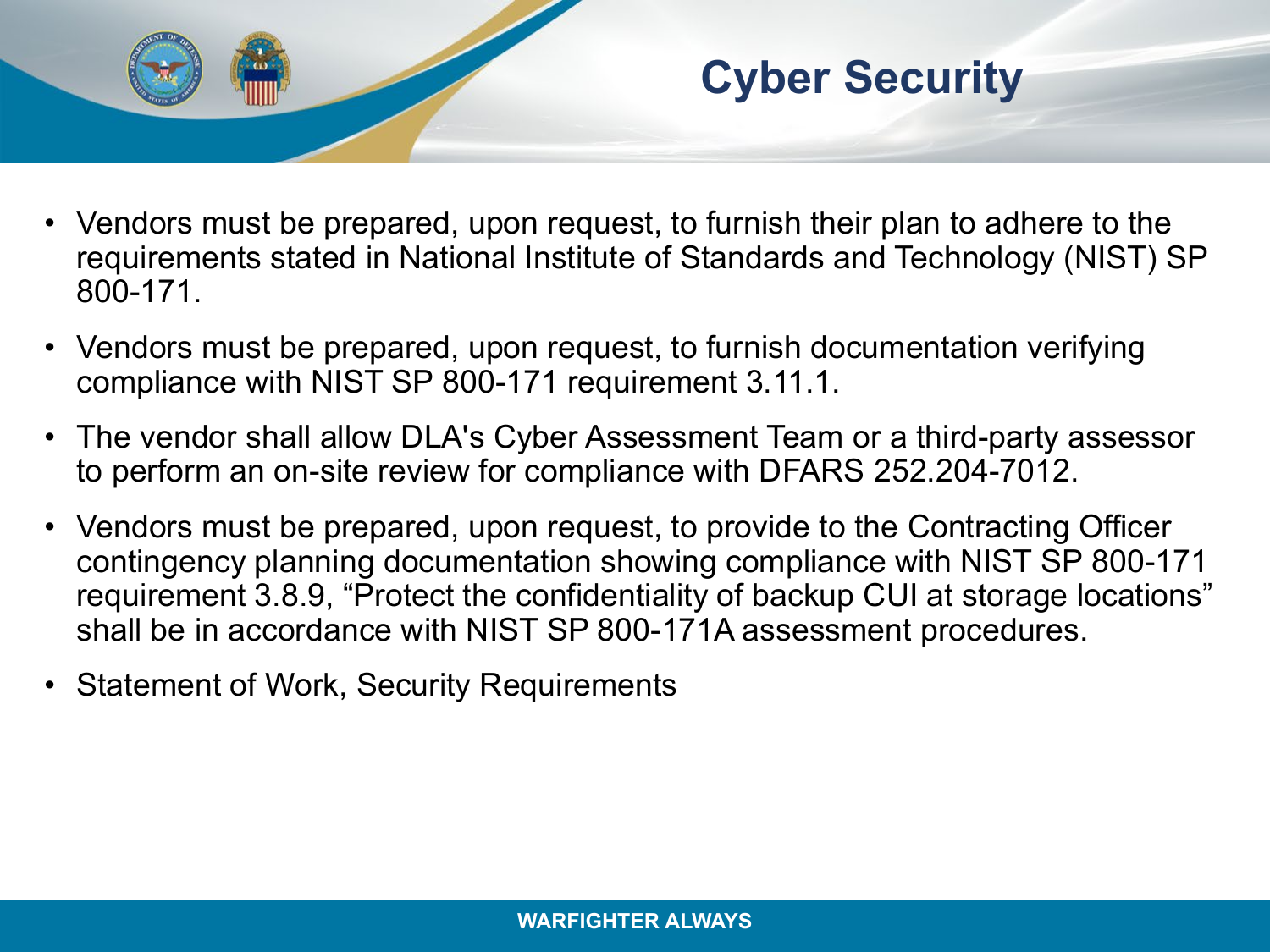# Cyber Security

- Vendors must be prepared, upon request, to furnish their plan to adhere to the requirements stated in National Institute of Standards and Technology (NIST) SP 800-171.
- Vendors must be prepared, upon request, to furnish documentation verifying compliance with NIST SP 800-171 requirement 3.11.1.
- The vendor shall allow DLA's Cyber Assessment Team or a third-party assessor to perform an on-site review for compliance with DFARS 252.204-7012.
- Vendors must be prepared, upon request, to provide to the Contracting Officer contingency planning documentation showing compliance with NIST SP 800-171 requirement 3.8.9, "Protect the confidentiality of backup CUI at storage locations" shall be in accordance with NIST SP 800-171A assessment procedures.
- Statement of Work, Security Requirements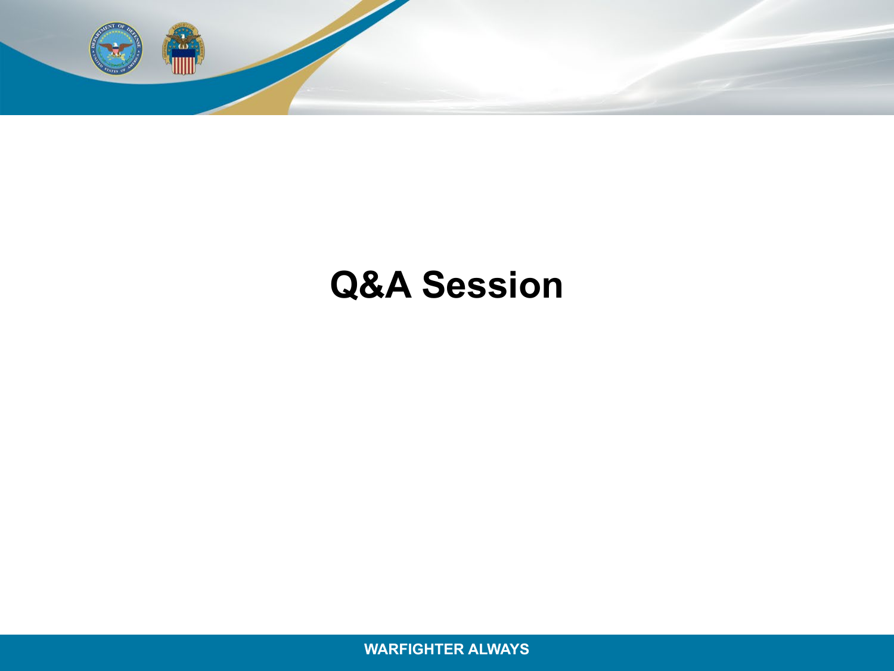# Q&A Session